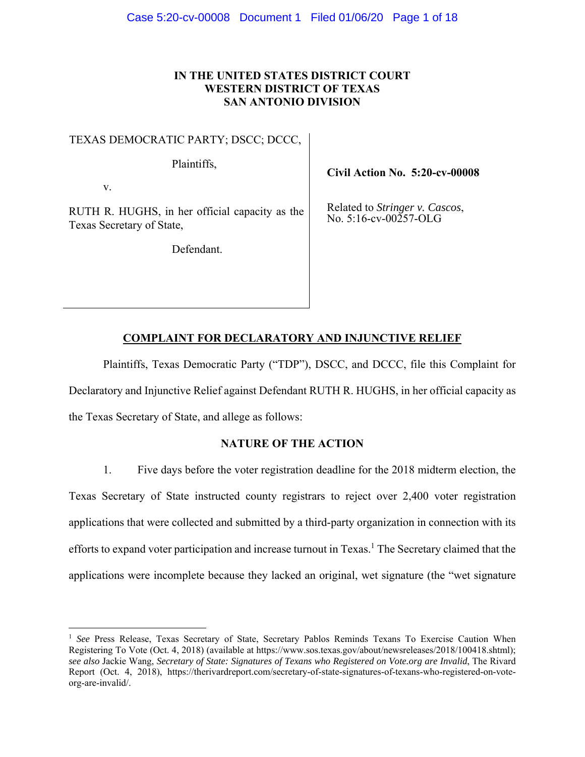**IN THE UNITED STATES DISTRICT COURT**
**WESTERN DISTRICT OF TEXAS**
**SAN ANTONIO DIVISION**

| | |
|---|---|
| TEXAS DEMOCRATIC PARTY; DSCC; DCCC,<br><br>Plaintiffs,<br><br>v.<br><br>RUTH R. HUGHS, in her official capacity as the Texas Secretary of State,<br><br>Defendant. | **Civil Action No. 5:20-cv-00008**<br><br>Related to *Stringer v. Cascos*, No. 5:16-cv-00257-OLG |

## COMPLAINT FOR DECLARATORY AND INJUNCTIVE RELIEF

Plaintiffs, Texas Democratic Party ("TDP"), DSCC, and DCCC, file this Complaint for Declaratory and Injunctive Relief against Defendant RUTH R. HUGHS, in her official capacity as the Texas Secretary of State, and allege as follows:

## NATURE OF THE ACTION

1. Five days before the voter registration deadline for the 2018 midterm election, the Texas Secretary of State instructed county registrars to reject over 2,400 voter registration applications that were collected and submitted by a third-party organization in connection with its efforts to expand voter participation and increase turnout in Texas.[1] The Secretary claimed that the applications were incomplete because they lacked an original, wet signature (the "wet signature

---

[1] *See* Press Release, Texas Secretary of State, Secretary Pablos Reminds Texans To Exercise Caution When Registering To Vote (Oct. 4, 2018) (available at https://www.sos.texas.gov/about/newsreleases/2018/100418.shtml); *see also* Jackie Wang, *Secretary of State: Signatures of Texans who Registered on Vote.org are Invalid*, The Rivard Report (Oct. 4, 2018), https://therivardreport.com/secretary-of-state-signatures-of-texans-who-registered-on-vote-org-are-invalid/.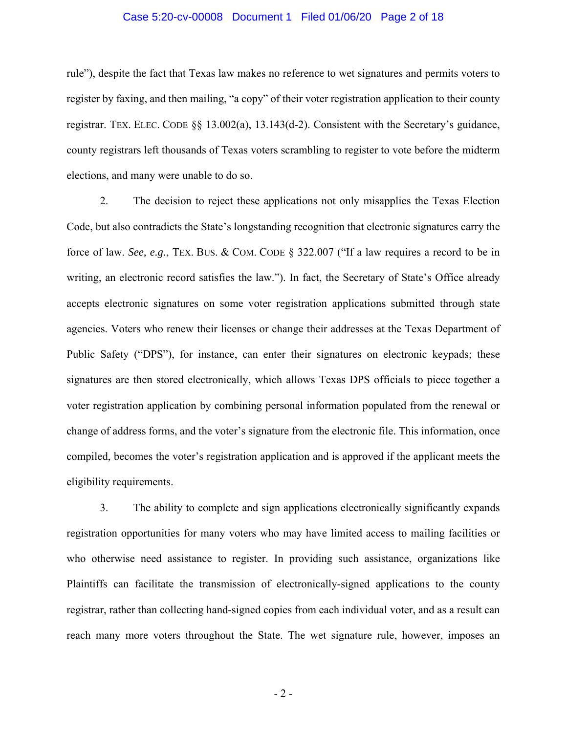rule"), despite the fact that Texas law makes no reference to wet signatures and permits voters to register by faxing, and then mailing, "a copy" of their voter registration application to their county registrar. TEX. ELEC. CODE §§ 13.002(a), 13.143(d-2). Consistent with the Secretary's guidance, county registrars left thousands of Texas voters scrambling to register to vote before the midterm elections, and many were unable to do so.

2. The decision to reject these applications not only misapplies the Texas Election Code, but also contradicts the State's longstanding recognition that electronic signatures carry the force of law. *See, e.g.*, TEX. BUS. & COM. CODE § 322.007 ("If a law requires a record to be in writing, an electronic record satisfies the law."). In fact, the Secretary of State's Office already accepts electronic signatures on some voter registration applications submitted through state agencies. Voters who renew their licenses or change their addresses at the Texas Department of Public Safety ("DPS"), for instance, can enter their signatures on electronic keypads; these signatures are then stored electronically, which allows Texas DPS officials to piece together a voter registration application by combining personal information populated from the renewal or change of address forms, and the voter's signature from the electronic file. This information, once compiled, becomes the voter's registration application and is approved if the applicant meets the eligibility requirements.

3. The ability to complete and sign applications electronically significantly expands registration opportunities for many voters who may have limited access to mailing facilities or who otherwise need assistance to register. In providing such assistance, organizations like Plaintiffs can facilitate the transmission of electronically-signed applications to the county registrar, rather than collecting hand-signed copies from each individual voter, and as a result can reach many more voters throughout the State. The wet signature rule, however, imposes an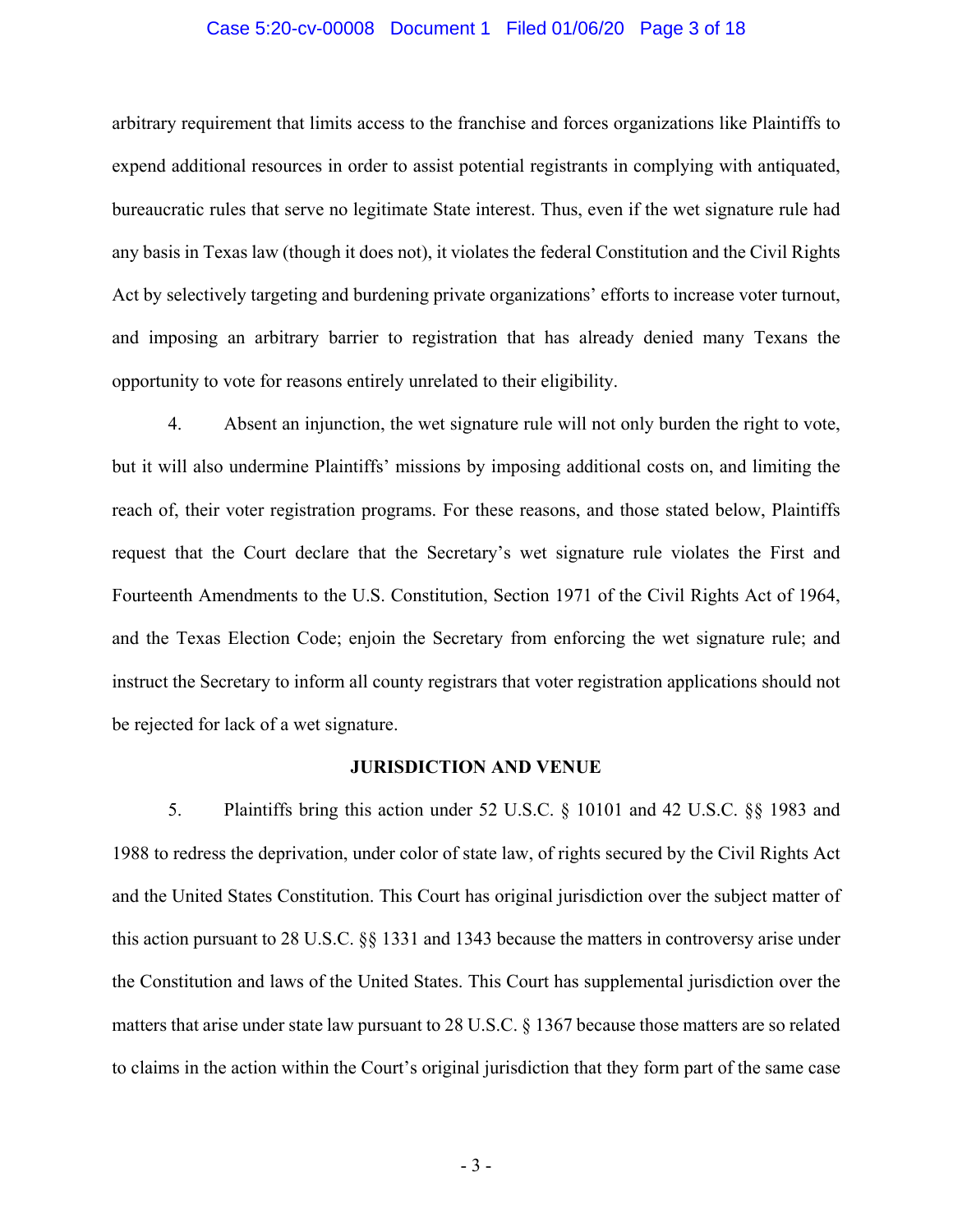arbitrary requirement that limits access to the franchise and forces organizations like Plaintiffs to expend additional resources in order to assist potential registrants in complying with antiquated, bureaucratic rules that serve no legitimate State interest. Thus, even if the wet signature rule had any basis in Texas law (though it does not), it violates the federal Constitution and the Civil Rights Act by selectively targeting and burdening private organizations' efforts to increase voter turnout, and imposing an arbitrary barrier to registration that has already denied many Texans the opportunity to vote for reasons entirely unrelated to their eligibility.

4. Absent an injunction, the wet signature rule will not only burden the right to vote, but it will also undermine Plaintiffs' missions by imposing additional costs on, and limiting the reach of, their voter registration programs. For these reasons, and those stated below, Plaintiffs request that the Court declare that the Secretary's wet signature rule violates the First and Fourteenth Amendments to the U.S. Constitution, Section 1971 of the Civil Rights Act of 1964, and the Texas Election Code; enjoin the Secretary from enforcing the wet signature rule; and instruct the Secretary to inform all county registrars that voter registration applications should not be rejected for lack of a wet signature.

**JURISDICTION AND VENUE**

5. Plaintiffs bring this action under 52 U.S.C. § 10101 and 42 U.S.C. §§ 1983 and 1988 to redress the deprivation, under color of state law, of rights secured by the Civil Rights Act and the United States Constitution. This Court has original jurisdiction over the subject matter of this action pursuant to 28 U.S.C. §§ 1331 and 1343 because the matters in controversy arise under the Constitution and laws of the United States. This Court has supplemental jurisdiction over the matters that arise under state law pursuant to 28 U.S.C. § 1367 because those matters are so related to claims in the action within the Court's original jurisdiction that they form part of the same case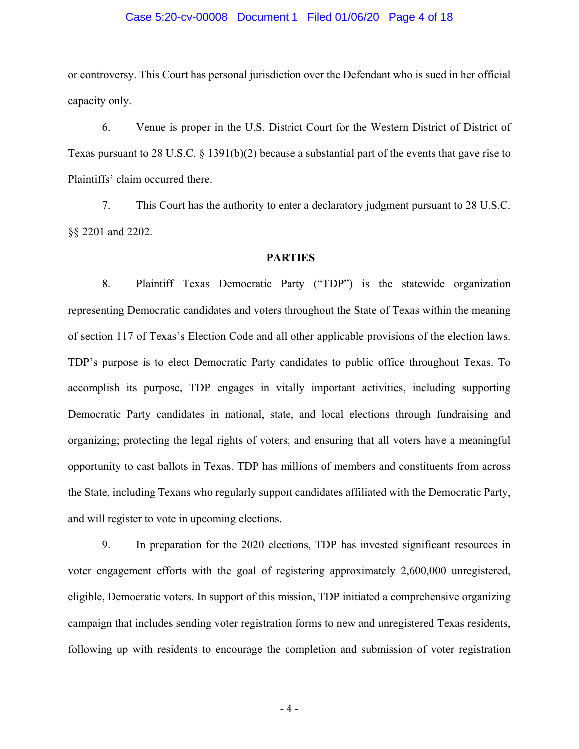or controversy. This Court has personal jurisdiction over the Defendant who is sued in her official capacity only.

6. Venue is proper in the U.S. District Court for the Western District of District of Texas pursuant to 28 U.S.C. § 1391(b)(2) because a substantial part of the events that gave rise to Plaintiffs' claim occurred there.

7. This Court has the authority to enter a declaratory judgment pursuant to 28 U.S.C. §§ 2201 and 2202.

**PARTIES**

8. Plaintiff Texas Democratic Party ("TDP") is the statewide organization representing Democratic candidates and voters throughout the State of Texas within the meaning of section 117 of Texas's Election Code and all other applicable provisions of the election laws. TDP's purpose is to elect Democratic Party candidates to public office throughout Texas. To accomplish its purpose, TDP engages in vitally important activities, including supporting Democratic Party candidates in national, state, and local elections through fundraising and organizing; protecting the legal rights of voters; and ensuring that all voters have a meaningful opportunity to cast ballots in Texas. TDP has millions of members and constituents from across the State, including Texans who regularly support candidates affiliated with the Democratic Party, and will register to vote in upcoming elections.

9. In preparation for the 2020 elections, TDP has invested significant resources in voter engagement efforts with the goal of registering approximately 2,600,000 unregistered, eligible, Democratic voters. In support of this mission, TDP initiated a comprehensive organizing campaign that includes sending voter registration forms to new and unregistered Texas residents, following up with residents to encourage the completion and submission of voter registration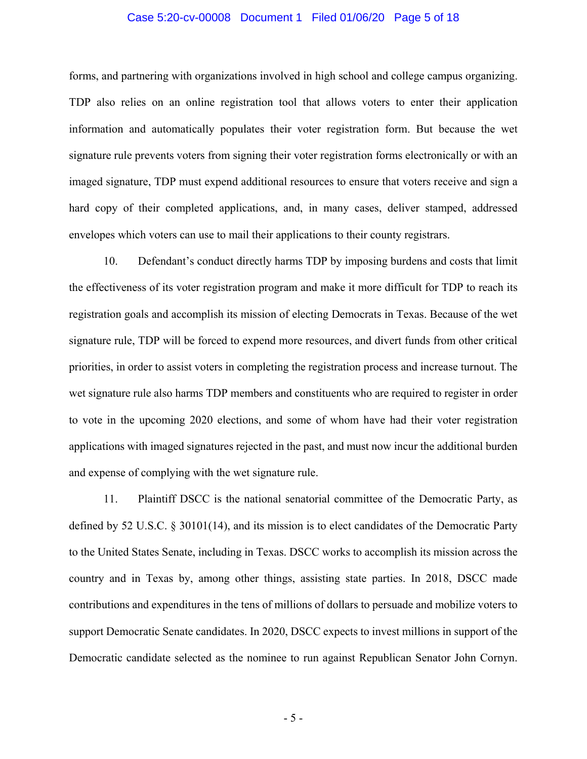forms, and partnering with organizations involved in high school and college campus organizing. TDP also relies on an online registration tool that allows voters to enter their application information and automatically populates their voter registration form. But because the wet signature rule prevents voters from signing their voter registration forms electronically or with an imaged signature, TDP must expend additional resources to ensure that voters receive and sign a hard copy of their completed applications, and, in many cases, deliver stamped, addressed envelopes which voters can use to mail their applications to their county registrars.

10. Defendant's conduct directly harms TDP by imposing burdens and costs that limit the effectiveness of its voter registration program and make it more difficult for TDP to reach its registration goals and accomplish its mission of electing Democrats in Texas. Because of the wet signature rule, TDP will be forced to expend more resources, and divert funds from other critical priorities, in order to assist voters in completing the registration process and increase turnout. The wet signature rule also harms TDP members and constituents who are required to register in order to vote in the upcoming 2020 elections, and some of whom have had their voter registration applications with imaged signatures rejected in the past, and must now incur the additional burden and expense of complying with the wet signature rule.

11. Plaintiff DSCC is the national senatorial committee of the Democratic Party, as defined by 52 U.S.C. § 30101(14), and its mission is to elect candidates of the Democratic Party to the United States Senate, including in Texas. DSCC works to accomplish its mission across the country and in Texas by, among other things, assisting state parties. In 2018, DSCC made contributions and expenditures in the tens of millions of dollars to persuade and mobilize voters to support Democratic Senate candidates. In 2020, DSCC expects to invest millions in support of the Democratic candidate selected as the nominee to run against Republican Senator John Cornyn.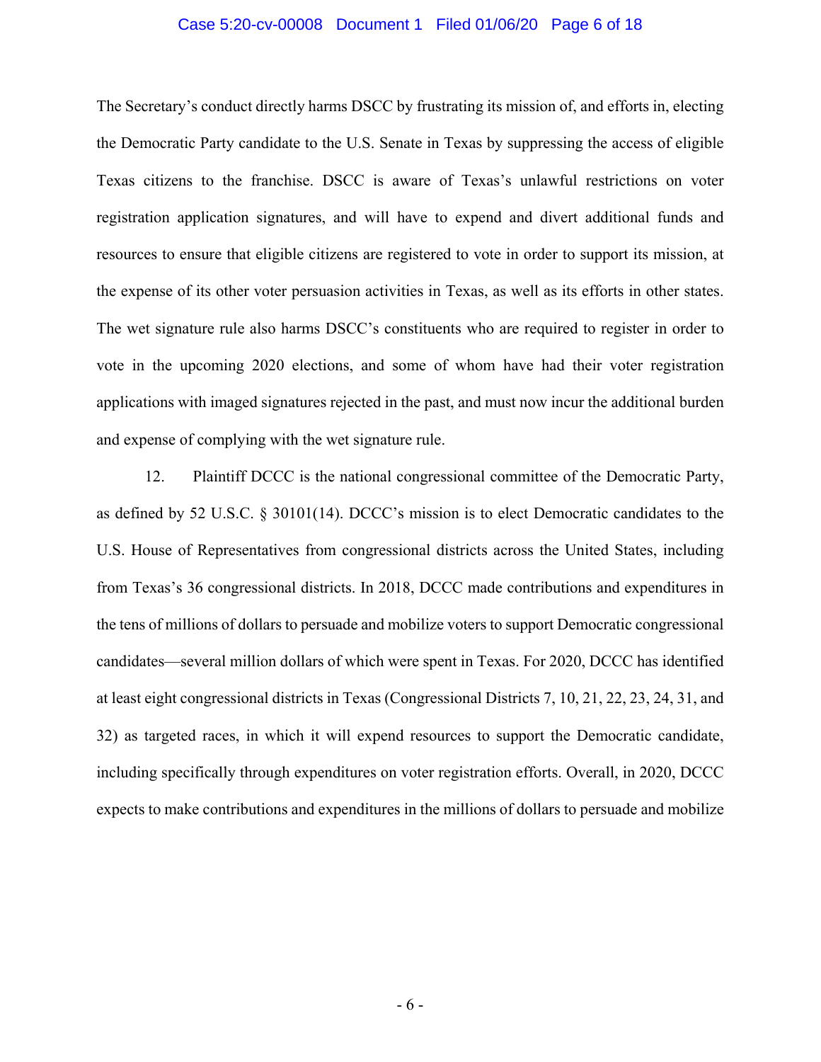The Secretary's conduct directly harms DSCC by frustrating its mission of, and efforts in, electing the Democratic Party candidate to the U.S. Senate in Texas by suppressing the access of eligible Texas citizens to the franchise. DSCC is aware of Texas's unlawful restrictions on voter registration application signatures, and will have to expend and divert additional funds and resources to ensure that eligible citizens are registered to vote in order to support its mission, at the expense of its other voter persuasion activities in Texas, as well as its efforts in other states. The wet signature rule also harms DSCC's constituents who are required to register in order to vote in the upcoming 2020 elections, and some of whom have had their voter registration applications with imaged signatures rejected in the past, and must now incur the additional burden and expense of complying with the wet signature rule.

12. Plaintiff DCCC is the national congressional committee of the Democratic Party, as defined by 52 U.S.C. § 30101(14). DCCC's mission is to elect Democratic candidates to the U.S. House of Representatives from congressional districts across the United States, including from Texas's 36 congressional districts. In 2018, DCCC made contributions and expenditures in the tens of millions of dollars to persuade and mobilize voters to support Democratic congressional candidates—several million dollars of which were spent in Texas. For 2020, DCCC has identified at least eight congressional districts in Texas (Congressional Districts 7, 10, 21, 22, 23, 24, 31, and 32) as targeted races, in which it will expend resources to support the Democratic candidate, including specifically through expenditures on voter registration efforts. Overall, in 2020, DCCC expects to make contributions and expenditures in the millions of dollars to persuade and mobilize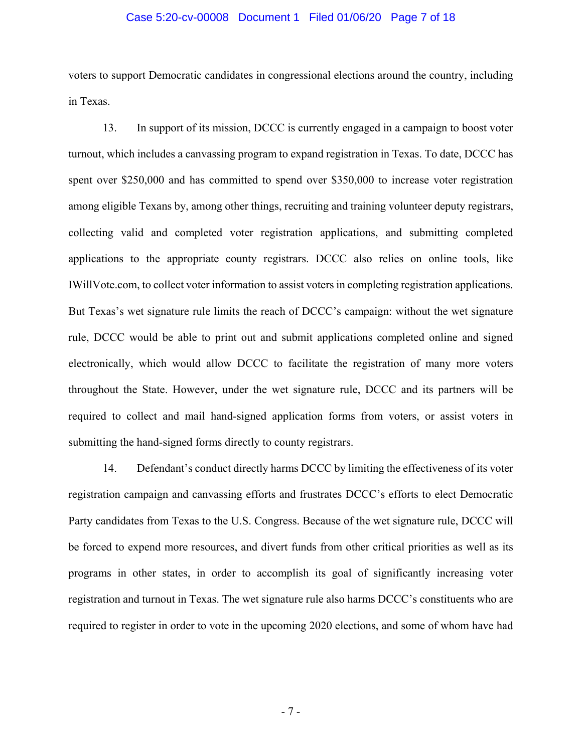voters to support Democratic candidates in congressional elections around the country, including in Texas.

13. In support of its mission, DCCC is currently engaged in a campaign to boost voter turnout, which includes a canvassing program to expand registration in Texas. To date, DCCC has spent over $250,000 and has committed to spend over $350,000 to increase voter registration among eligible Texans by, among other things, recruiting and training volunteer deputy registrars, collecting valid and completed voter registration applications, and submitting completed applications to the appropriate county registrars. DCCC also relies on online tools, like IWillVote.com, to collect voter information to assist voters in completing registration applications. But Texas's wet signature rule limits the reach of DCCC's campaign: without the wet signature rule, DCCC would be able to print out and submit applications completed online and signed electronically, which would allow DCCC to facilitate the registration of many more voters throughout the State. However, under the wet signature rule, DCCC and its partners will be required to collect and mail hand-signed application forms from voters, or assist voters in submitting the hand-signed forms directly to county registrars.

14. Defendant's conduct directly harms DCCC by limiting the effectiveness of its voter registration campaign and canvassing efforts and frustrates DCCC's efforts to elect Democratic Party candidates from Texas to the U.S. Congress. Because of the wet signature rule, DCCC will be forced to expend more resources, and divert funds from other critical priorities as well as its programs in other states, in order to accomplish its goal of significantly increasing voter registration and turnout in Texas. The wet signature rule also harms DCCC's constituents who are required to register in order to vote in the upcoming 2020 elections, and some of whom have had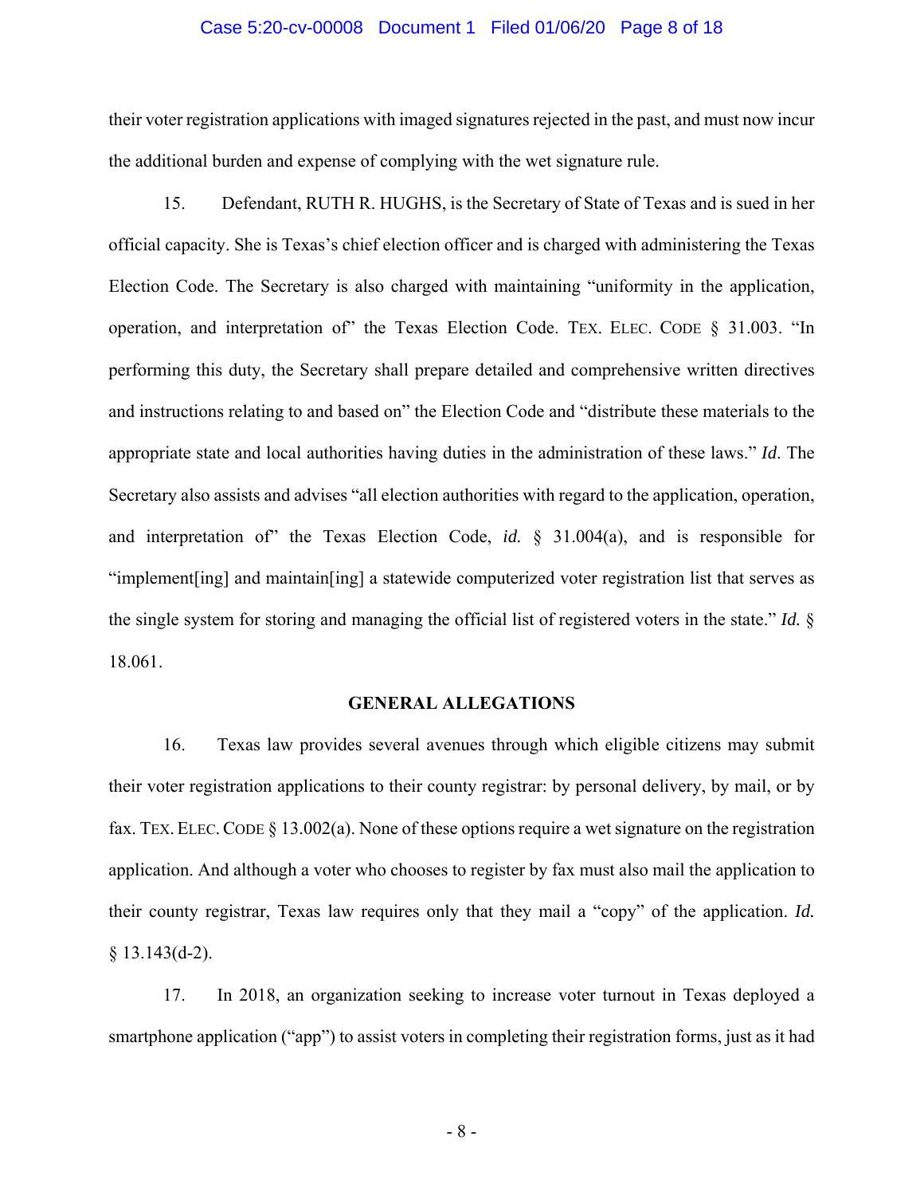their voter registration applications with imaged signatures rejected in the past, and must now incur the additional burden and expense of complying with the wet signature rule.

15. Defendant, RUTH R. HUGHS, is the Secretary of State of Texas and is sued in her official capacity. She is Texas's chief election officer and is charged with administering the Texas Election Code. The Secretary is also charged with maintaining "uniformity in the application, operation, and interpretation of" the Texas Election Code. TEX. ELEC. CODE § 31.003. "In performing this duty, the Secretary shall prepare detailed and comprehensive written directives and instructions relating to and based on" the Election Code and "distribute these materials to the appropriate state and local authorities having duties in the administration of these laws." *Id*. The Secretary also assists and advises "all election authorities with regard to the application, operation, and interpretation of" the Texas Election Code, *id.* § 31.004(a), and is responsible for "implement[ing] and maintain[ing] a statewide computerized voter registration list that serves as the single system for storing and managing the official list of registered voters in the state." *Id.* § 18.061.

**GENERAL ALLEGATIONS**

16. Texas law provides several avenues through which eligible citizens may submit their voter registration applications to their county registrar: by personal delivery, by mail, or by fax. TEX. ELEC. CODE § 13.002(a). None of these options require a wet signature on the registration application. And although a voter who chooses to register by fax must also mail the application to their county registrar, Texas law requires only that they mail a "copy" of the application. *Id.* § 13.143(d-2).

17. In 2018, an organization seeking to increase voter turnout in Texas deployed a smartphone application ("app") to assist voters in completing their registration forms, just as it had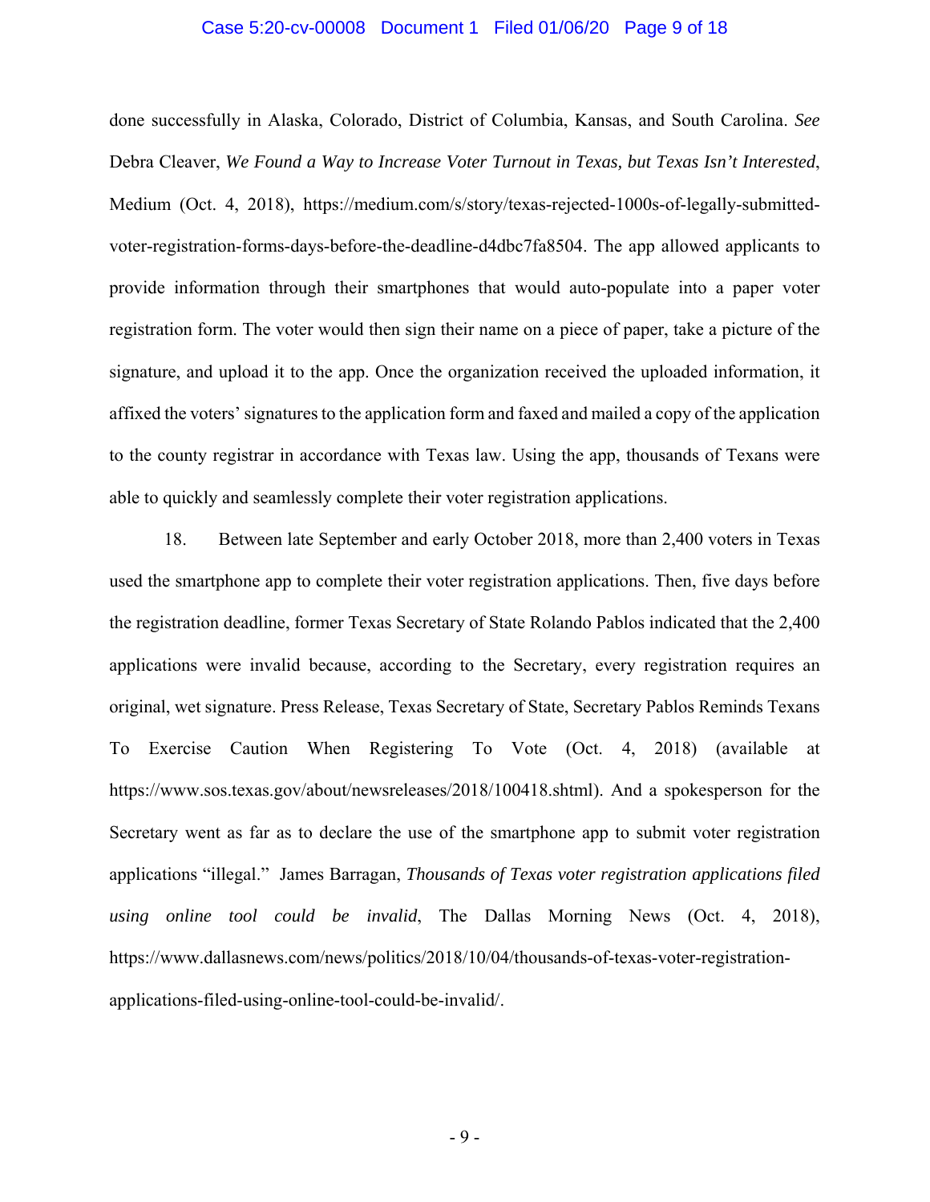done successfully in Alaska, Colorado, District of Columbia, Kansas, and South Carolina. *See* Debra Cleaver, *We Found a Way to Increase Voter Turnout in Texas, but Texas Isn't Interested*, Medium (Oct. 4, 2018), https://medium.com/s/story/texas-rejected-1000s-of-legally-submitted-voter-registration-forms-days-before-the-deadline-d4dbc7fa8504. The app allowed applicants to provide information through their smartphones that would auto-populate into a paper voter registration form. The voter would then sign their name on a piece of paper, take a picture of the signature, and upload it to the app. Once the organization received the uploaded information, it affixed the voters' signatures to the application form and faxed and mailed a copy of the application to the county registrar in accordance with Texas law. Using the app, thousands of Texans were able to quickly and seamlessly complete their voter registration applications.

18. Between late September and early October 2018, more than 2,400 voters in Texas used the smartphone app to complete their voter registration applications. Then, five days before the registration deadline, former Texas Secretary of State Rolando Pablos indicated that the 2,400 applications were invalid because, according to the Secretary, every registration requires an original, wet signature. Press Release, Texas Secretary of State, Secretary Pablos Reminds Texans To Exercise Caution When Registering To Vote (Oct. 4, 2018) (available at https://www.sos.texas.gov/about/newsreleases/2018/100418.shtml). And a spokesperson for the Secretary went as far as to declare the use of the smartphone app to submit voter registration applications "illegal." James Barragan, *Thousands of Texas voter registration applications filed using online tool could be invalid*, The Dallas Morning News (Oct. 4, 2018), https://www.dallasnews.com/news/politics/2018/10/04/thousands-of-texas-voter-registration-applications-filed-using-online-tool-could-be-invalid/.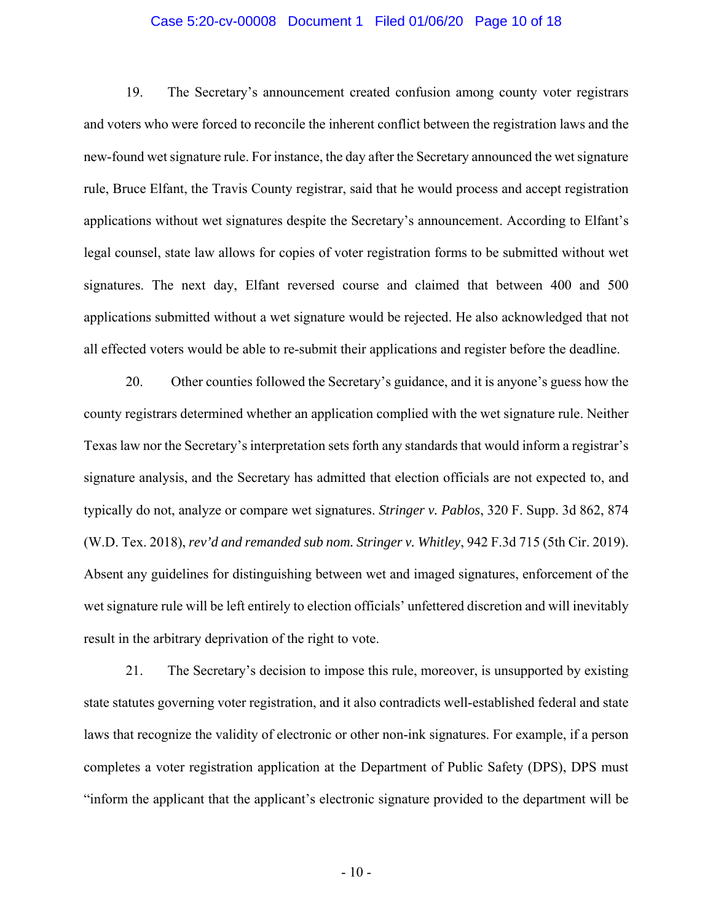19. The Secretary's announcement created confusion among county voter registrars and voters who were forced to reconcile the inherent conflict between the registration laws and the new-found wet signature rule. For instance, the day after the Secretary announced the wet signature rule, Bruce Elfant, the Travis County registrar, said that he would process and accept registration applications without wet signatures despite the Secretary's announcement. According to Elfant's legal counsel, state law allows for copies of voter registration forms to be submitted without wet signatures. The next day, Elfant reversed course and claimed that between 400 and 500 applications submitted without a wet signature would be rejected. He also acknowledged that not all effected voters would be able to re-submit their applications and register before the deadline.

20. Other counties followed the Secretary's guidance, and it is anyone's guess how the county registrars determined whether an application complied with the wet signature rule. Neither Texas law nor the Secretary's interpretation sets forth any standards that would inform a registrar's signature analysis, and the Secretary has admitted that election officials are not expected to, and typically do not, analyze or compare wet signatures. *Stringer v. Pablos*, 320 F. Supp. 3d 862, 874 (W.D. Tex. 2018), *rev'd and remanded sub nom. Stringer v. Whitley*, 942 F.3d 715 (5th Cir. 2019). Absent any guidelines for distinguishing between wet and imaged signatures, enforcement of the wet signature rule will be left entirely to election officials' unfettered discretion and will inevitably result in the arbitrary deprivation of the right to vote.

21. The Secretary's decision to impose this rule, moreover, is unsupported by existing state statutes governing voter registration, and it also contradicts well-established federal and state laws that recognize the validity of electronic or other non-ink signatures. For example, if a person completes a voter registration application at the Department of Public Safety (DPS), DPS must "inform the applicant that the applicant's electronic signature provided to the department will be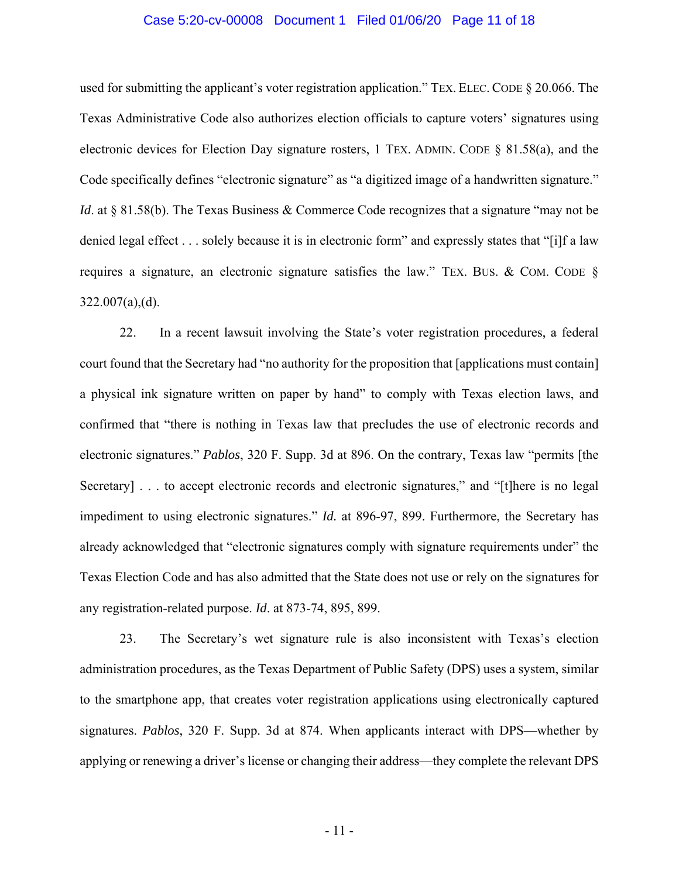used for submitting the applicant's voter registration application." TEX. ELEC. CODE § 20.066. The Texas Administrative Code also authorizes election officials to capture voters' signatures using electronic devices for Election Day signature rosters, 1 TEX. ADMIN. CODE § 81.58(a), and the Code specifically defines "electronic signature" as "a digitized image of a handwritten signature." *Id*. at § 81.58(b). The Texas Business & Commerce Code recognizes that a signature "may not be denied legal effect . . . solely because it is in electronic form" and expressly states that "[i]f a law requires a signature, an electronic signature satisfies the law." TEX. BUS. & COM. CODE § 322.007(a),(d).

22. In a recent lawsuit involving the State's voter registration procedures, a federal court found that the Secretary had "no authority for the proposition that [applications must contain] a physical ink signature written on paper by hand" to comply with Texas election laws, and confirmed that "there is nothing in Texas law that precludes the use of electronic records and electronic signatures." *Pablos*, 320 F. Supp. 3d at 896. On the contrary, Texas law "permits [the Secretary] . . . to accept electronic records and electronic signatures," and "[t]here is no legal impediment to using electronic signatures." *Id.* at 896-97, 899. Furthermore, the Secretary has already acknowledged that "electronic signatures comply with signature requirements under" the Texas Election Code and has also admitted that the State does not use or rely on the signatures for any registration-related purpose. *Id*. at 873-74, 895, 899.

23. The Secretary's wet signature rule is also inconsistent with Texas's election administration procedures, as the Texas Department of Public Safety (DPS) uses a system, similar to the smartphone app, that creates voter registration applications using electronically captured signatures. *Pablos*, 320 F. Supp. 3d at 874. When applicants interact with DPS—whether by applying or renewing a driver's license or changing their address—they complete the relevant DPS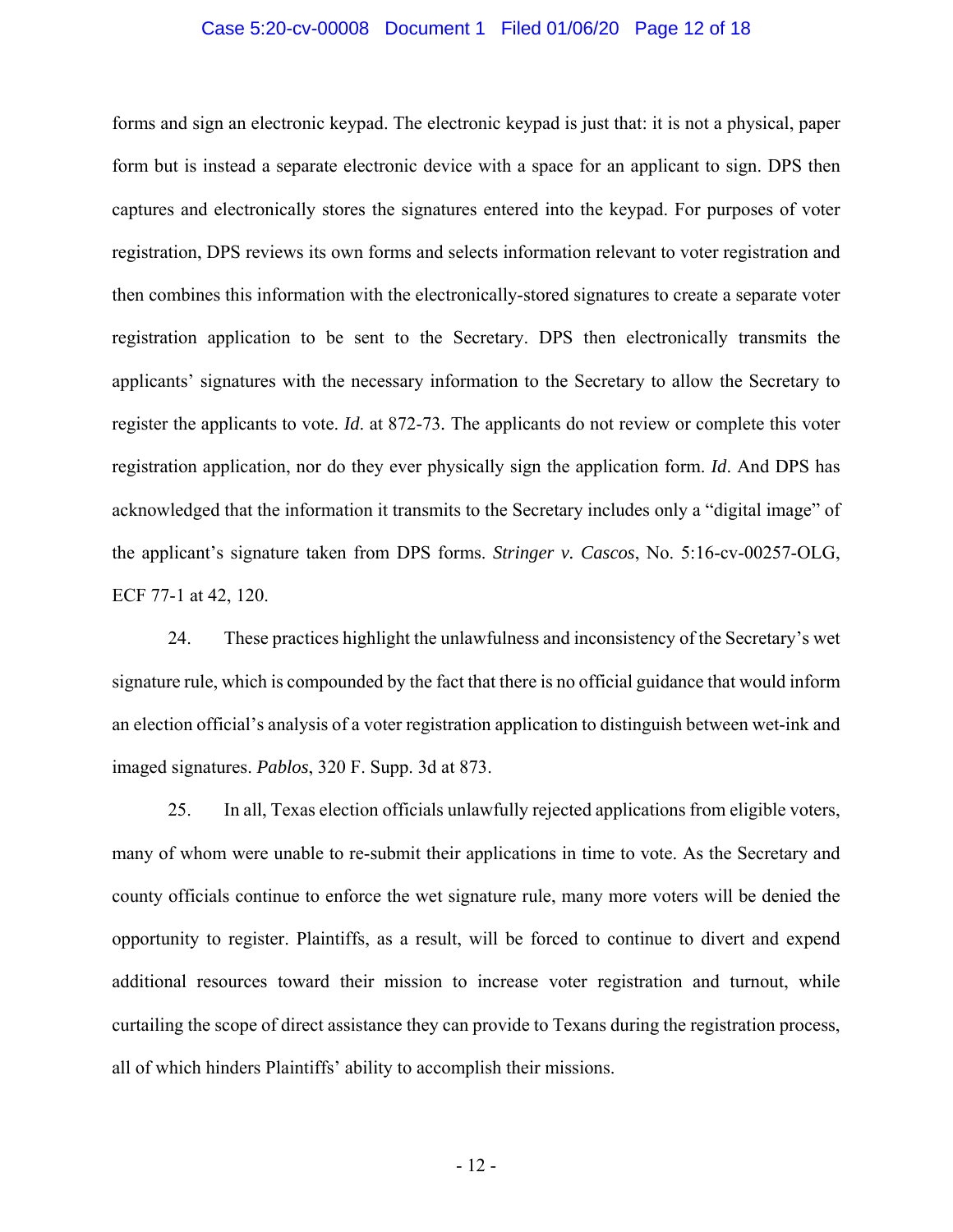forms and sign an electronic keypad. The electronic keypad is just that: it is not a physical, paper form but is instead a separate electronic device with a space for an applicant to sign. DPS then captures and electronically stores the signatures entered into the keypad. For purposes of voter registration, DPS reviews its own forms and selects information relevant to voter registration and then combines this information with the electronically-stored signatures to create a separate voter registration application to be sent to the Secretary. DPS then electronically transmits the applicants' signatures with the necessary information to the Secretary to allow the Secretary to register the applicants to vote. *Id.* at 872-73. The applicants do not review or complete this voter registration application, nor do they ever physically sign the application form. *Id.* And DPS has acknowledged that the information it transmits to the Secretary includes only a "digital image" of the applicant's signature taken from DPS forms. *Stringer v. Cascos*, No. 5:16-cv-00257-OLG, ECF 77-1 at 42, 120.

24. These practices highlight the unlawfulness and inconsistency of the Secretary's wet signature rule, which is compounded by the fact that there is no official guidance that would inform an election official's analysis of a voter registration application to distinguish between wet-ink and imaged signatures. *Pablos*, 320 F. Supp. 3d at 873.

25. In all, Texas election officials unlawfully rejected applications from eligible voters, many of whom were unable to re-submit their applications in time to vote. As the Secretary and county officials continue to enforce the wet signature rule, many more voters will be denied the opportunity to register. Plaintiffs, as a result, will be forced to continue to divert and expend additional resources toward their mission to increase voter registration and turnout, while curtailing the scope of direct assistance they can provide to Texans during the registration process, all of which hinders Plaintiffs' ability to accomplish their missions.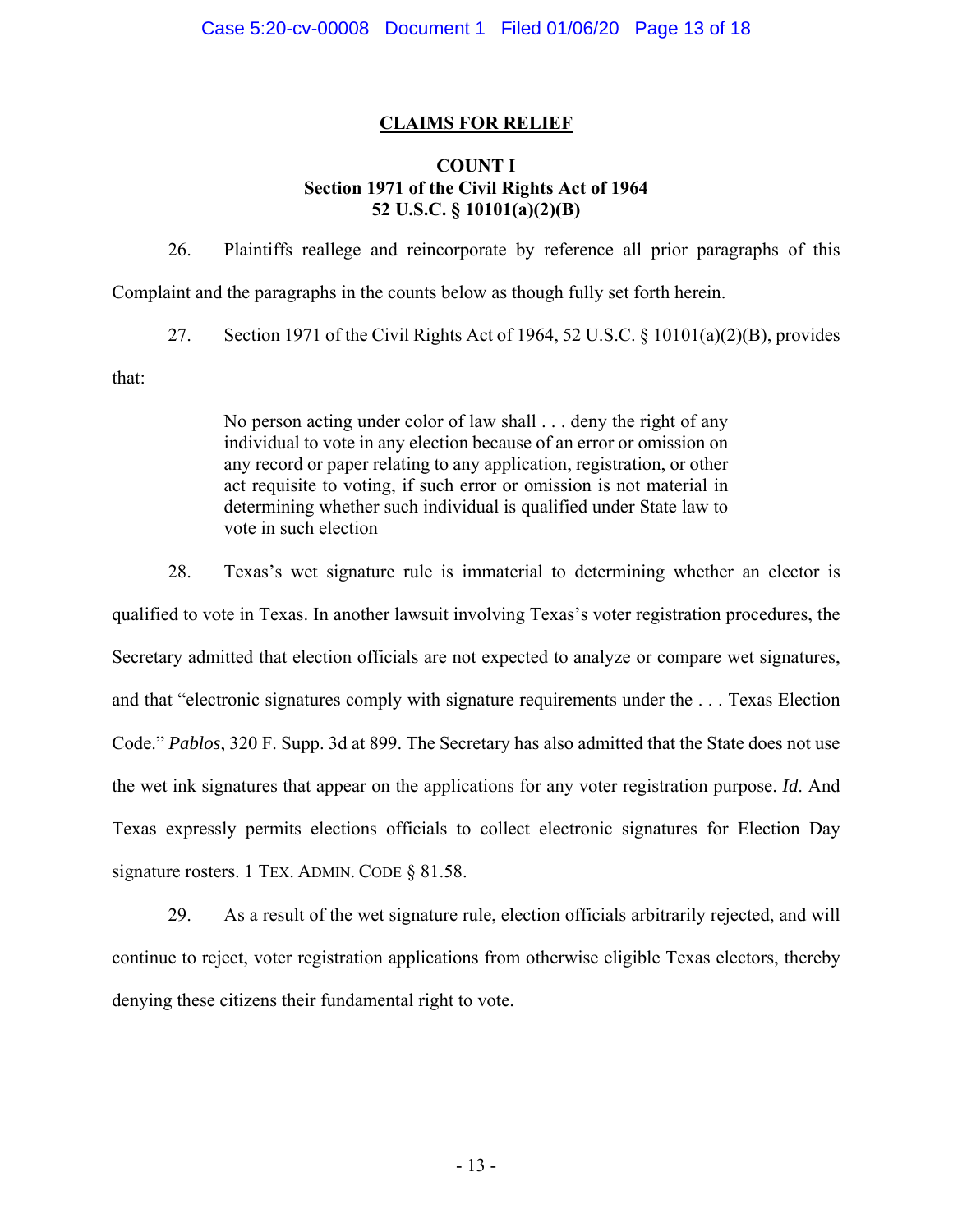## CLAIMS FOR RELIEF

### COUNT I
### Section 1971 of the Civil Rights Act of 1964
### 52 U.S.C. § 10101(a)(2)(B)

26. Plaintiffs reallege and reincorporate by reference all prior paragraphs of this Complaint and the paragraphs in the counts below as though fully set forth herein.

27. Section 1971 of the Civil Rights Act of 1964, 52 U.S.C. § 10101(a)(2)(B), provides that:

> No person acting under color of law shall . . . deny the right of any individual to vote in any election because of an error or omission on any record or paper relating to any application, registration, or other act requisite to voting, if such error or omission is not material in determining whether such individual is qualified under State law to vote in such election

28. Texas's wet signature rule is immaterial to determining whether an elector is qualified to vote in Texas. In another lawsuit involving Texas's voter registration procedures, the Secretary admitted that election officials are not expected to analyze or compare wet signatures, and that "electronic signatures comply with signature requirements under the . . . Texas Election Code." *Pablos*, 320 F. Supp. 3d at 899. The Secretary has also admitted that the State does not use the wet ink signatures that appear on the applications for any voter registration purpose. *Id*. And Texas expressly permits elections officials to collect electronic signatures for Election Day signature rosters. 1 TEX. ADMIN. CODE § 81.58.

29. As a result of the wet signature rule, election officials arbitrarily rejected, and will continue to reject, voter registration applications from otherwise eligible Texas electors, thereby denying these citizens their fundamental right to vote.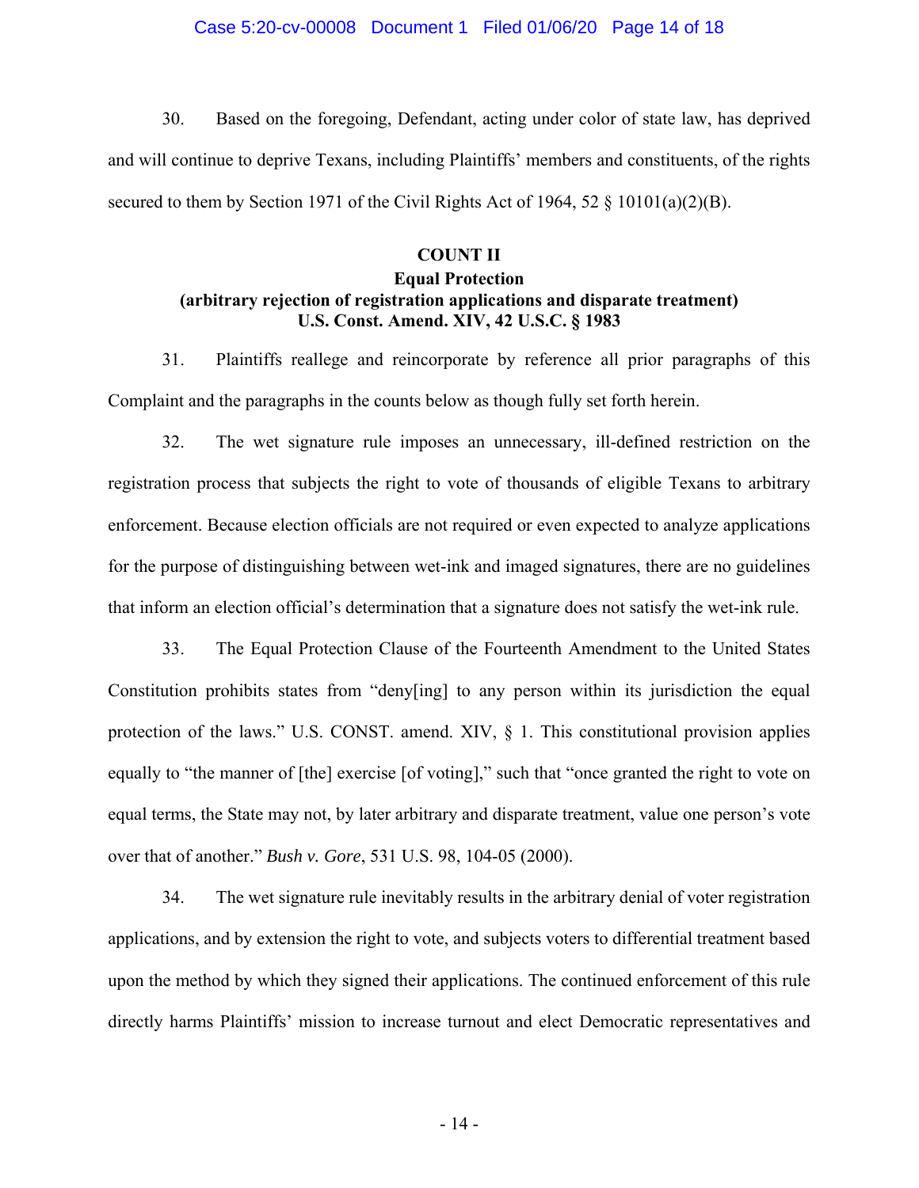30. Based on the foregoing, Defendant, acting under color of state law, has deprived and will continue to deprive Texans, including Plaintiffs' members and constituents, of the rights secured to them by Section 1971 of the Civil Rights Act of 1964, 52 § 10101(a)(2)(B).

**COUNT II**
**Equal Protection**
**(arbitrary rejection of registration applications and disparate treatment)**
**U.S. Const. Amend. XIV, 42 U.S.C. § 1983**

31. Plaintiffs reallege and reincorporate by reference all prior paragraphs of this Complaint and the paragraphs in the counts below as though fully set forth herein.

32. The wet signature rule imposes an unnecessary, ill-defined restriction on the registration process that subjects the right to vote of thousands of eligible Texans to arbitrary enforcement. Because election officials are not required or even expected to analyze applications for the purpose of distinguishing between wet-ink and imaged signatures, there are no guidelines that inform an election official's determination that a signature does not satisfy the wet-ink rule.

33. The Equal Protection Clause of the Fourteenth Amendment to the United States Constitution prohibits states from "deny[ing] to any person within its jurisdiction the equal protection of the laws." U.S. CONST. amend. XIV, § 1. This constitutional provision applies equally to "the manner of [the] exercise [of voting]," such that "once granted the right to vote on equal terms, the State may not, by later arbitrary and disparate treatment, value one person's vote over that of another." *Bush v. Gore*, 531 U.S. 98, 104-05 (2000).

34. The wet signature rule inevitably results in the arbitrary denial of voter registration applications, and by extension the right to vote, and subjects voters to differential treatment based upon the method by which they signed their applications. The continued enforcement of this rule directly harms Plaintiffs' mission to increase turnout and elect Democratic representatives and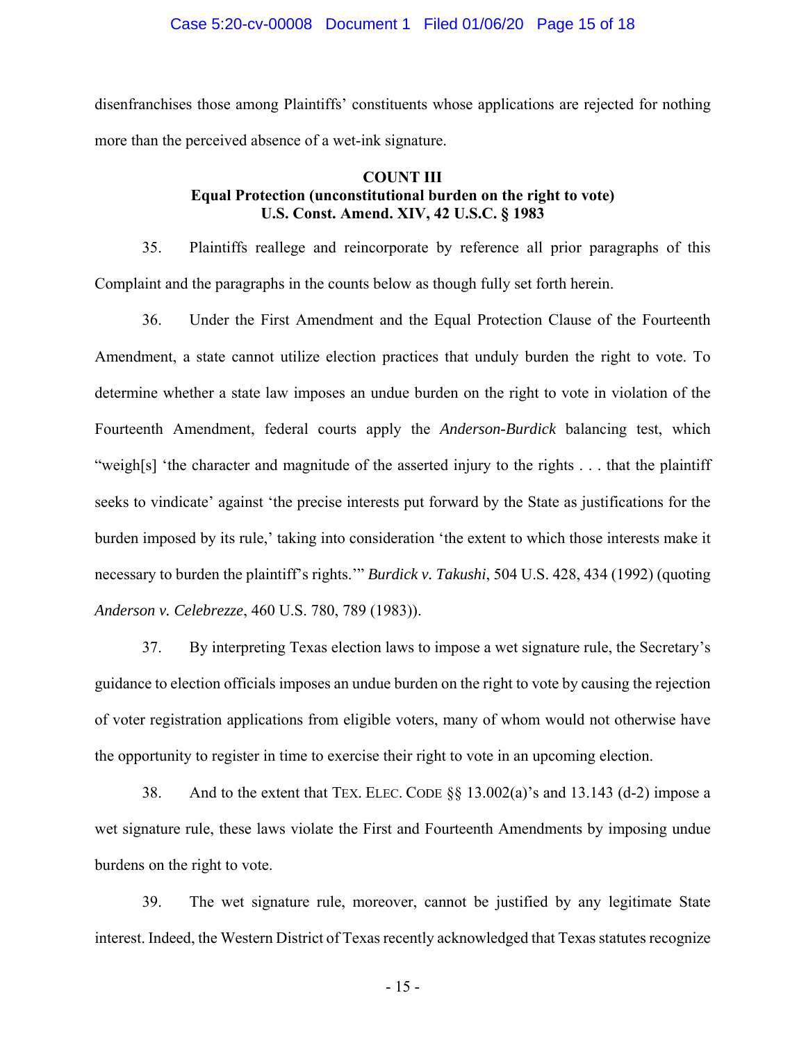disenfranchises those among Plaintiffs' constituents whose applications are rejected for nothing more than the perceived absence of a wet-ink signature.

**COUNT III**
**Equal Protection (unconstitutional burden on the right to vote)**
**U.S. Const. Amend. XIV, 42 U.S.C. § 1983**

35. Plaintiffs reallege and reincorporate by reference all prior paragraphs of this Complaint and the paragraphs in the counts below as though fully set forth herein.

36. Under the First Amendment and the Equal Protection Clause of the Fourteenth Amendment, a state cannot utilize election practices that unduly burden the right to vote. To determine whether a state law imposes an undue burden on the right to vote in violation of the Fourteenth Amendment, federal courts apply the *Anderson-Burdick* balancing test, which "weigh[s] 'the character and magnitude of the asserted injury to the rights . . . that the plaintiff seeks to vindicate' against 'the precise interests put forward by the State as justifications for the burden imposed by its rule,' taking into consideration 'the extent to which those interests make it necessary to burden the plaintiff's rights.'" *Burdick v. Takushi*, 504 U.S. 428, 434 (1992) (quoting *Anderson v. Celebrezze*, 460 U.S. 780, 789 (1983)).

37. By interpreting Texas election laws to impose a wet signature rule, the Secretary's guidance to election officials imposes an undue burden on the right to vote by causing the rejection of voter registration applications from eligible voters, many of whom would not otherwise have the opportunity to register in time to exercise their right to vote in an upcoming election.

38. And to the extent that TEX. ELEC. CODE §§ 13.002(a)'s and 13.143 (d-2) impose a wet signature rule, these laws violate the First and Fourteenth Amendments by imposing undue burdens on the right to vote.

39. The wet signature rule, moreover, cannot be justified by any legitimate State interest. Indeed, the Western District of Texas recently acknowledged that Texas statutes recognize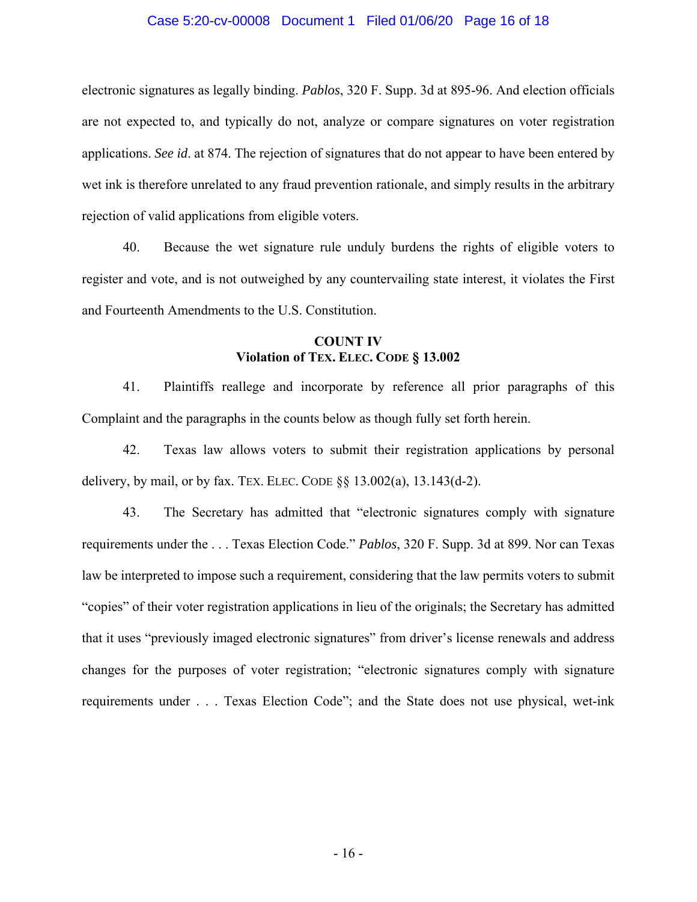electronic signatures as legally binding. *Pablos*, 320 F. Supp. 3d at 895-96. And election officials are not expected to, and typically do not, analyze or compare signatures on voter registration applications. *See id*. at 874. The rejection of signatures that do not appear to have been entered by wet ink is therefore unrelated to any fraud prevention rationale, and simply results in the arbitrary rejection of valid applications from eligible voters.

40. Because the wet signature rule unduly burdens the rights of eligible voters to register and vote, and is not outweighed by any countervailing state interest, it violates the First and Fourteenth Amendments to the U.S. Constitution.

**COUNT IV**
**Violation of TEX. ELEC. CODE § 13.002**

41. Plaintiffs reallege and incorporate by reference all prior paragraphs of this Complaint and the paragraphs in the counts below as though fully set forth herein.

42. Texas law allows voters to submit their registration applications by personal delivery, by mail, or by fax. TEX. ELEC. CODE §§ 13.002(a), 13.143(d-2).

43. The Secretary has admitted that "electronic signatures comply with signature requirements under the . . . Texas Election Code." *Pablos*, 320 F. Supp. 3d at 899. Nor can Texas law be interpreted to impose such a requirement, considering that the law permits voters to submit "copies" of their voter registration applications in lieu of the originals; the Secretary has admitted that it uses "previously imaged electronic signatures" from driver's license renewals and address changes for the purposes of voter registration; "electronic signatures comply with signature requirements under . . . Texas Election Code"; and the State does not use physical, wet-ink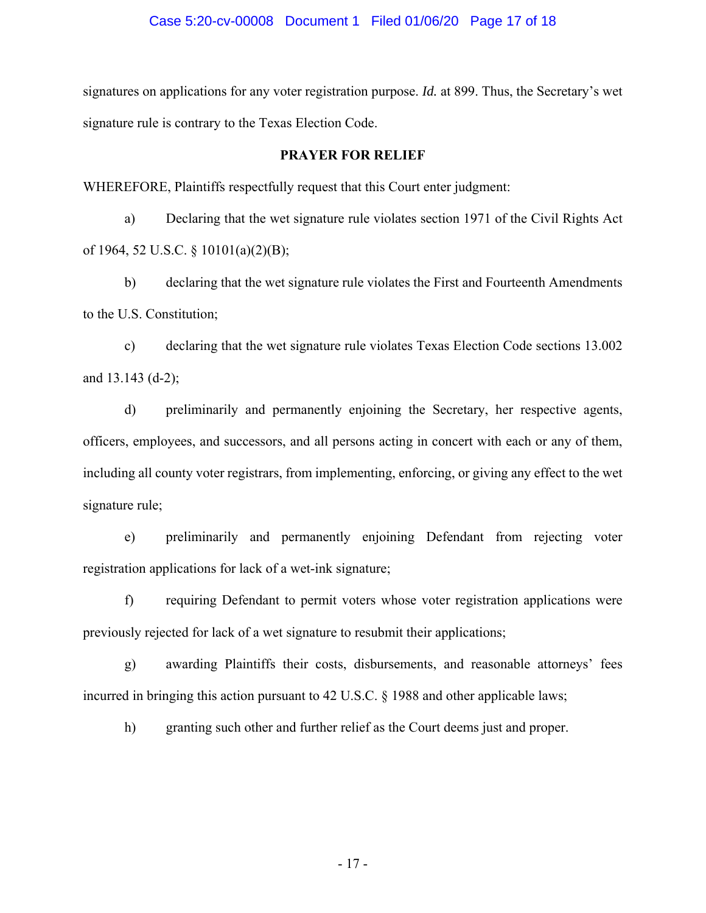signatures on applications for any voter registration purpose. *Id.* at 899. Thus, the Secretary's wet signature rule is contrary to the Texas Election Code.

## PRAYER FOR RELIEF

WHEREFORE, Plaintiffs respectfully request that this Court enter judgment:

a) Declaring that the wet signature rule violates section 1971 of the Civil Rights Act of 1964, 52 U.S.C. § 10101(a)(2)(B);

b) declaring that the wet signature rule violates the First and Fourteenth Amendments to the U.S. Constitution;

c) declaring that the wet signature rule violates Texas Election Code sections 13.002 and 13.143 (d-2);

d) preliminarily and permanently enjoining the Secretary, her respective agents, officers, employees, and successors, and all persons acting in concert with each or any of them, including all county voter registrars, from implementing, enforcing, or giving any effect to the wet signature rule;

e) preliminarily and permanently enjoining Defendant from rejecting voter registration applications for lack of a wet-ink signature;

f) requiring Defendant to permit voters whose voter registration applications were previously rejected for lack of a wet signature to resubmit their applications;

g) awarding Plaintiffs their costs, disbursements, and reasonable attorneys' fees incurred in bringing this action pursuant to 42 U.S.C. § 1988 and other applicable laws;

h) granting such other and further relief as the Court deems just and proper.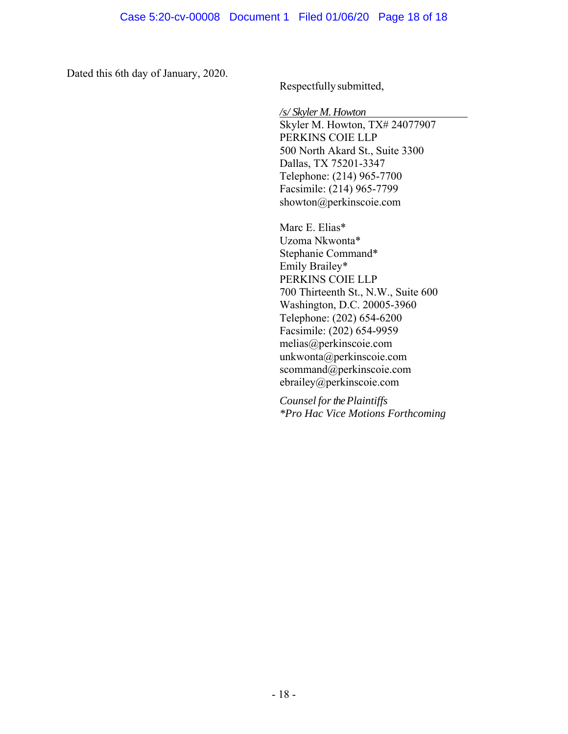Dated this 6th day of January, 2020.

Respectfully submitted,

*/s/ Skyler M. Howton*

Skyler M. Howton, TX# 24077907
PERKINS COIE LLP
500 North Akard St., Suite 3300
Dallas, TX 75201-3347
Telephone: (214) 965-7700
Facsimile: (214) 965-7799
showton@perkinscoie.com

Marc E. Elias*
Uzoma Nkwonta*
Stephanie Command*
Emily Brailey*
PERKINS COIE LLP
700 Thirteenth St., N.W., Suite 600
Washington, D.C. 20005-3960
Telephone: (202) 654-6200
Facsimile: (202) 654-9959
melias@perkinscoie.com
unkwonta@perkinscoie.com
scommand@perkinscoie.com
ebrailey@perkinscoie.com

*Counsel for the Plaintiffs*
*\*Pro Hac Vice Motions Forthcoming*